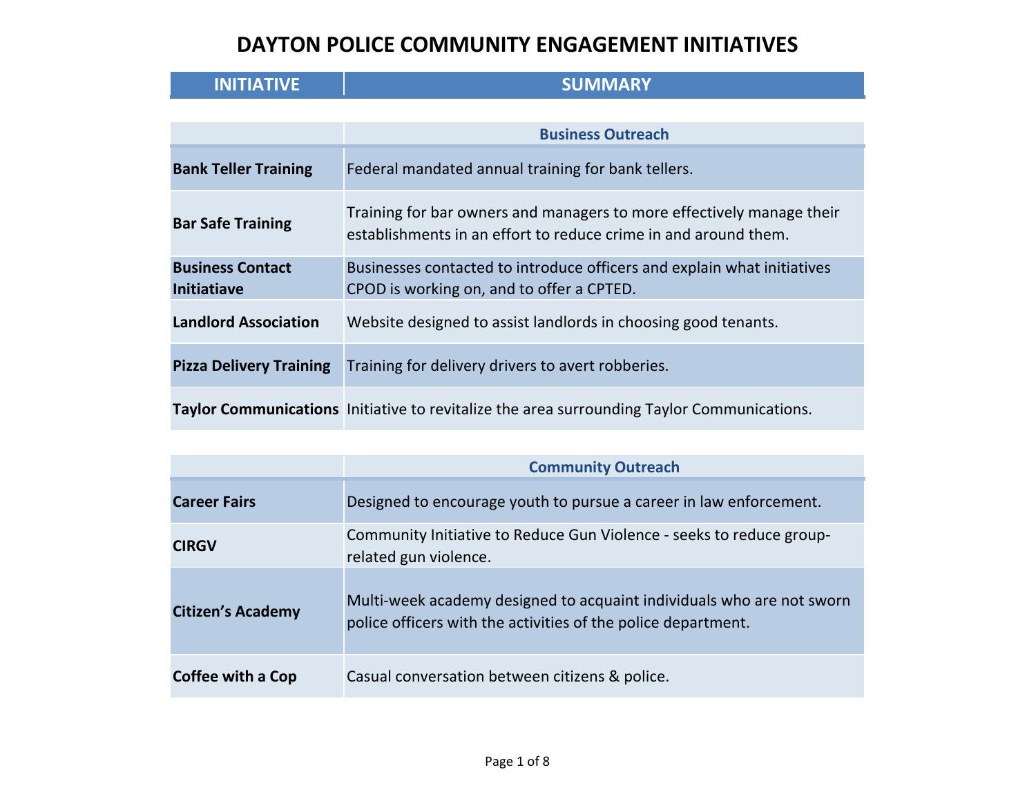# DAYTON POLICE COMMUNITY ENGAGEMENT INITIATIVES

| INITIATIVE | SUMMARY |
|---|---|
| | **Business Outreach** |
| **Bank Teller Training** | Federal mandated annual training for bank tellers. |
| **Bar Safe Training** | Training for bar owners and managers to more effectively manage their establishments in an effort to reduce crime in and around them. |
| **Business Contact Initiatiave** | Businesses contacted to introduce officers and explain what initiatives CPOD is working on, and to offer a CPTED. |
| **Landlord Association** | Website designed to assist landlords in choosing good tenants. |
| **Pizza Delivery Training** | Training for delivery drivers to avert robberies. |
| **Taylor Communications** | Initiative to revitalize the area surrounding Taylor Communications. |
| | **Community Outreach** |
| **Career Fairs** | Designed to encourage youth to pursue a career in law enforcement. |
| **CIRGV** | Community Initiative to Reduce Gun Violence - seeks to reduce group-related gun violence. |
| **Citizen's Academy** | Multi-week academy designed to acquaint individuals who are not sworn police officers with the activities of the police department. |
| **Coffee with a Cop** | Casual conversation between citizens & police. |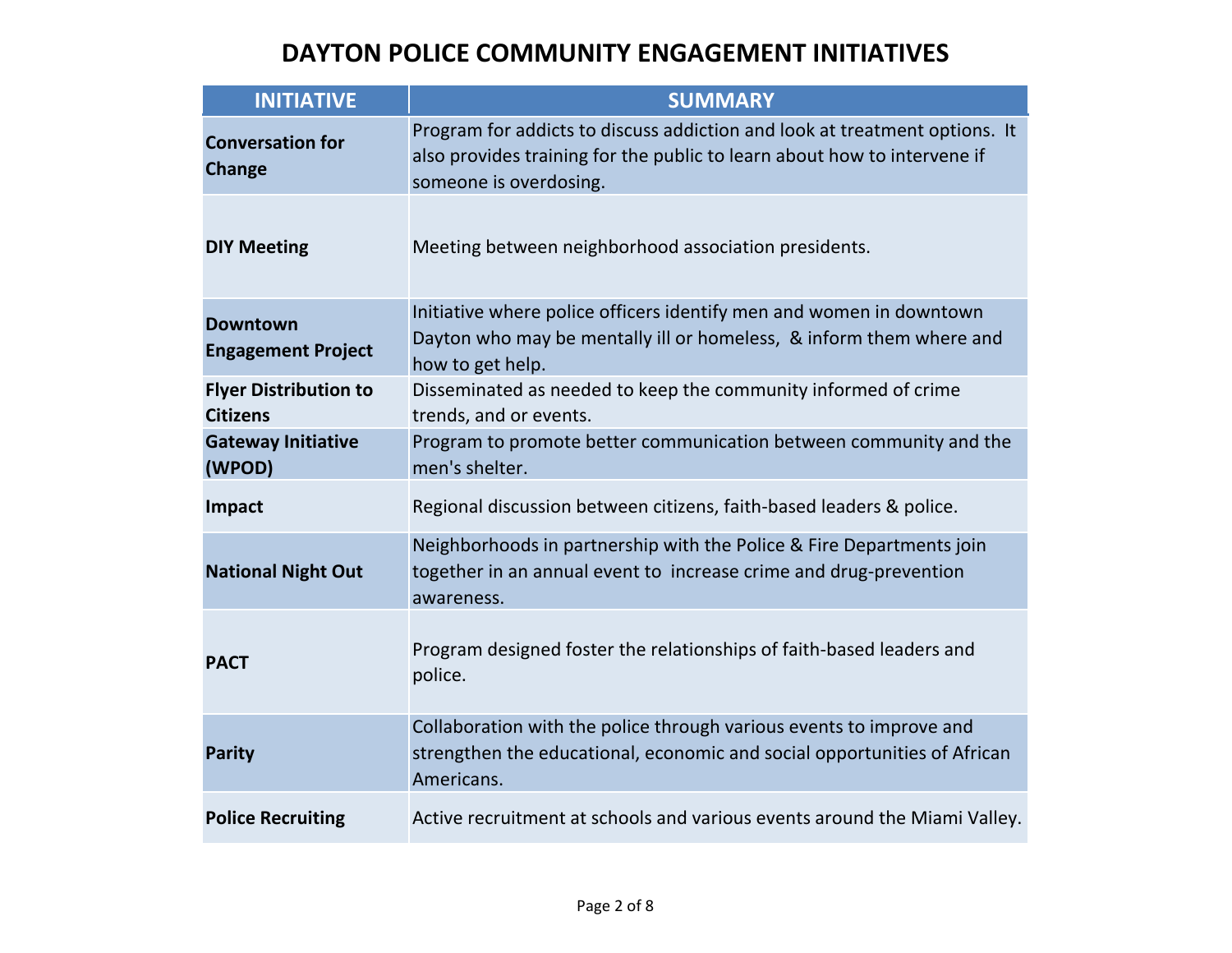# DAYTON POLICE COMMUNITY ENGAGEMENT INITIATIVES

| INITIATIVE | SUMMARY |
|---|---|
| **Conversation for Change** | Program for addicts to discuss addiction and look at treatment options. It also provides training for the public to learn about how to intervene if someone is overdosing. |
| **DIY Meeting** | Meeting between neighborhood association presidents. |
| **Downtown Engagement Project** | Initiative where police officers identify men and women in downtown Dayton who may be mentally ill or homeless, & inform them where and how to get help. |
| **Flyer Distribution to Citizens** | Disseminated as needed to keep the community informed of crime trends, and or events. |
| **Gateway Initiative (WPOD)** | Program to promote better communication between community and the men's shelter. |
| **Impact** | Regional discussion between citizens, faith-based leaders & police. |
| **National Night Out** | Neighborhoods in partnership with the Police & Fire Departments join together in an annual event to increase crime and drug-prevention awareness. |
| **PACT** | Program designed foster the relationships of faith-based leaders and police. |
| **Parity** | Collaboration with the police through various events to improve and strengthen the educational, economic and social opportunities of African Americans. |
| **Police Recruiting** | Active recruitment at schools and various events around the Miami Valley. |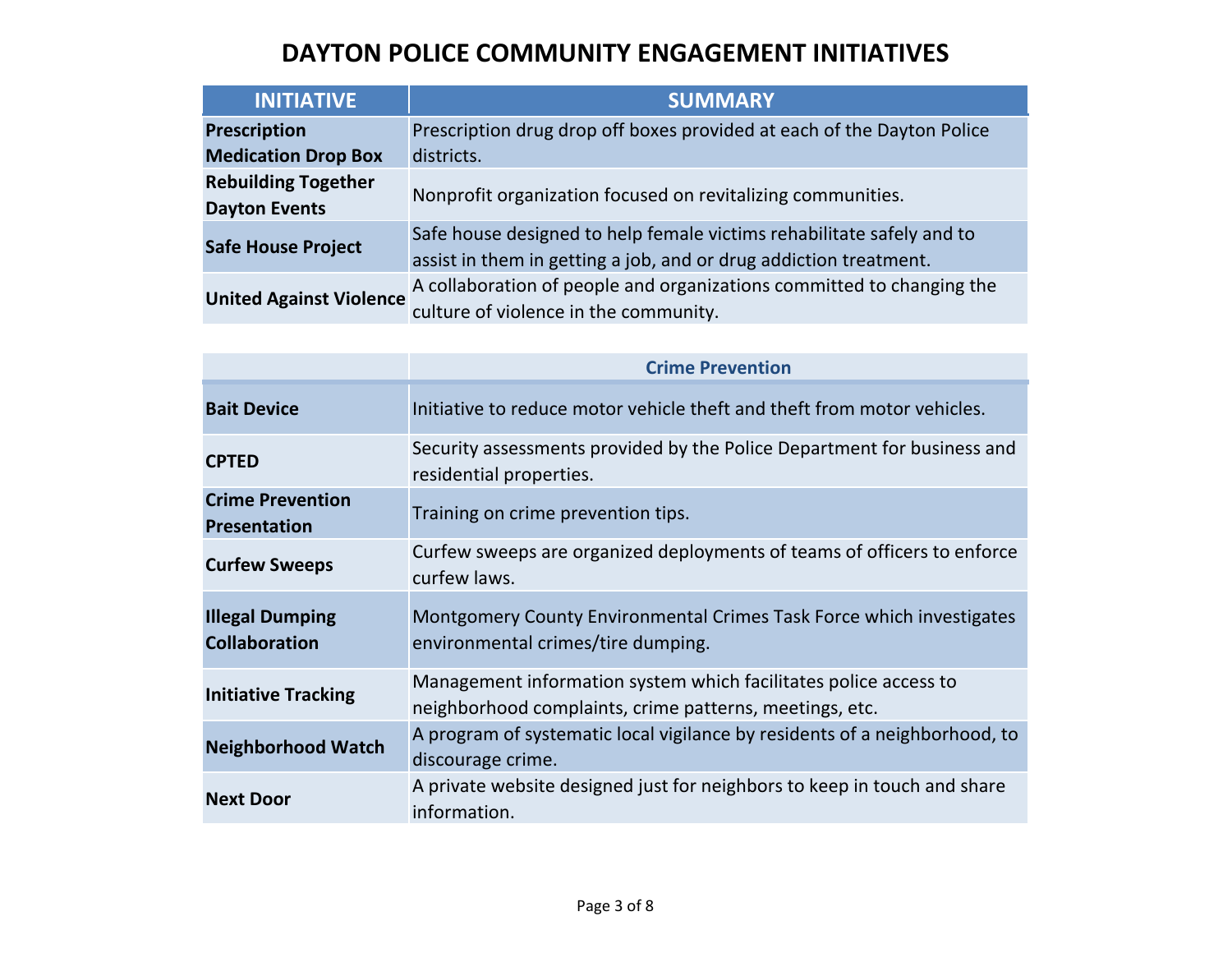# DAYTON POLICE COMMUNITY ENGAGEMENT INITIATIVES

| INITIATIVE | SUMMARY |
|---|---|
| **Prescription Medication Drop Box** | Prescription drug drop off boxes provided at each of the Dayton Police districts. |
| **Rebuilding Together Dayton Events** | Nonprofit organization focused on revitalizing communities. |
| **Safe House Project** | Safe house designed to help female victims rehabilitate safely and to assist in them in getting a job, and or drug addiction treatment. |
| **United Against Violence** | A collaboration of people and organizations committed to changing the culture of violence in the community. |

| | **Crime Prevention** |
|---|---|
| **Bait Device** | Initiative to reduce motor vehicle theft and theft from motor vehicles. |
| **CPTED** | Security assessments provided by the Police Department for business and residential properties. |
| **Crime Prevention Presentation** | Training on crime prevention tips. |
| **Curfew Sweeps** | Curfew sweeps are organized deployments of teams of officers to enforce curfew laws. |
| **Illegal Dumping Collaboration** | Montgomery County Environmental Crimes Task Force which investigates environmental crimes/tire dumping. |
| **Initiative Tracking** | Management information system which facilitates police access to neighborhood complaints, crime patterns, meetings, etc. |
| **Neighborhood Watch** | A program of systematic local vigilance by residents of a neighborhood, to discourage crime. |
| **Next Door** | A private website designed just for neighbors to keep in touch and share information. |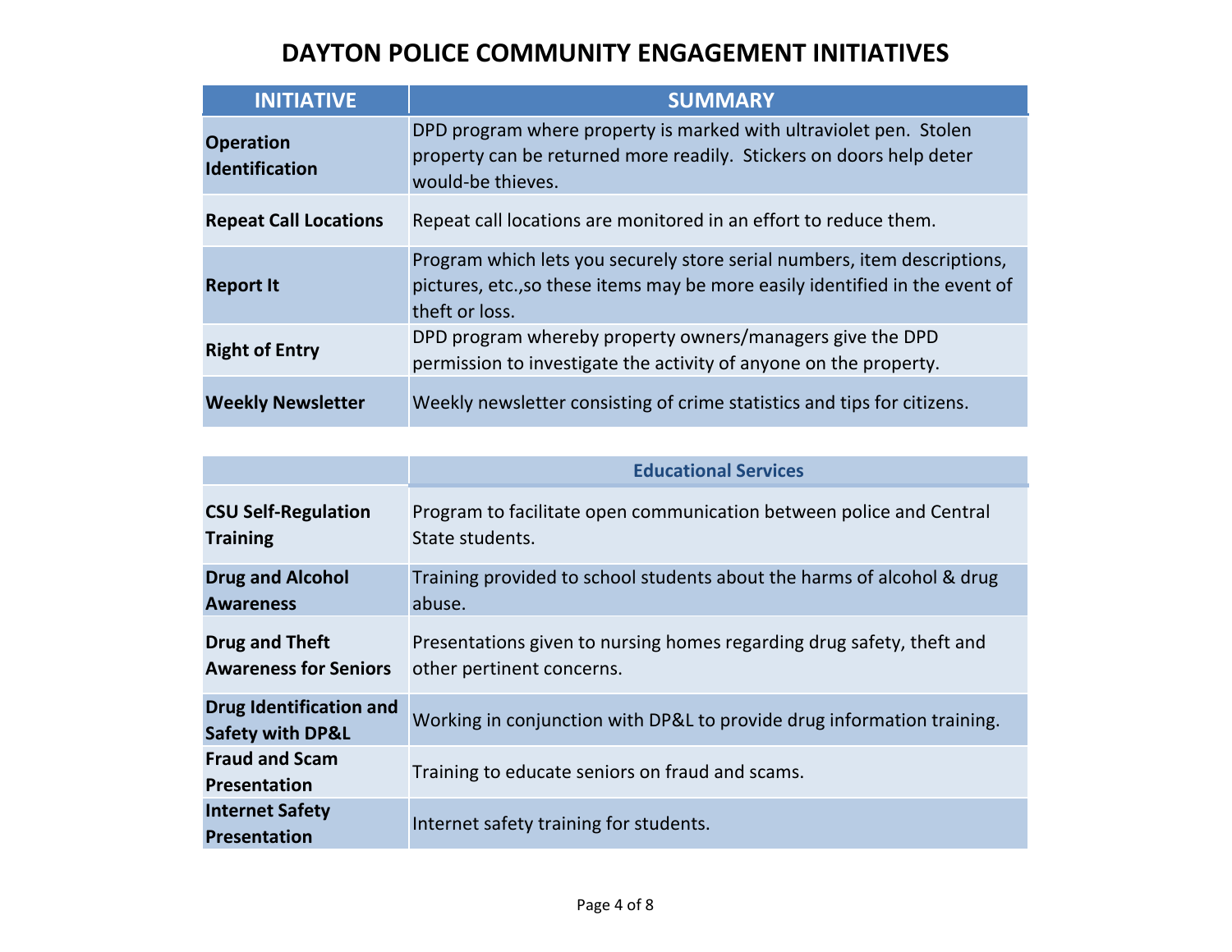# DAYTON POLICE COMMUNITY ENGAGEMENT INITIATIVES

| INITIATIVE | SUMMARY |
| --- | --- |
| **Operation Identification** | DPD program where property is marked with ultraviolet pen. Stolen property can be returned more readily. Stickers on doors help deter would-be thieves. |
| **Repeat Call Locations** | Repeat call locations are monitored in an effort to reduce them. |
| **Report It** | Program which lets you securely store serial numbers, item descriptions, pictures, etc.,so these items may be more easily identified in the event of theft or loss. |
| **Right of Entry** | DPD program whereby property owners/managers give the DPD permission to investigate the activity of anyone on the property. |
| **Weekly Newsletter** | Weekly newsletter consisting of crime statistics and tips for citizens. |

| | **Educational Services** |
| --- | --- |
| **CSU Self-Regulation Training** | Program to facilitate open communication between police and Central State students. |
| **Drug and Alcohol Awareness** | Training provided to school students about the harms of alcohol & drug abuse. |
| **Drug and Theft Awareness for Seniors** | Presentations given to nursing homes regarding drug safety, theft and other pertinent concerns. |
| **Drug Identification and Safety with DP&L** | Working in conjunction with DP&L to provide drug information training. |
| **Fraud and Scam Presentation** | Training to educate seniors on fraud and scams. |
| **Internet Safety Presentation** | Internet safety training for students. |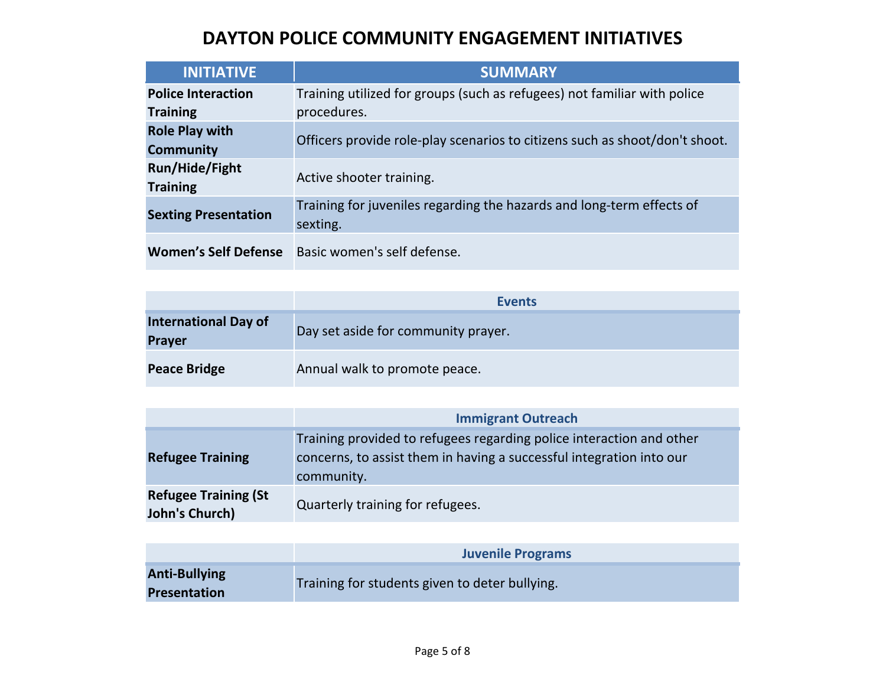# DAYTON POLICE COMMUNITY ENGAGEMENT INITIATIVES

| INITIATIVE | SUMMARY |
|---|---|
| **Police Interaction Training** | Training utilized for groups (such as refugees) not familiar with police procedures. |
| **Role Play with Community** | Officers provide role-play scenarios to citizens such as shoot/don't shoot. |
| **Run/Hide/Fight Training** | Active shooter training. |
| **Sexting Presentation** | Training for juveniles regarding the hazards and long-term effects of sexting. |
| **Women's Self Defense** | Basic women's self defense. |

| | **Events** |
|---|---|
| **International Day of Prayer** | Day set aside for community prayer. |
| **Peace Bridge** | Annual walk to promote peace. |

| | **Immigrant Outreach** |
|---|---|
| **Refugee Training** | Training provided to refugees regarding police interaction and other concerns, to assist them in having a successful integration into our community. |
| **Refugee Training (St John's Church)** | Quarterly training for refugees. |

| | **Juvenile Programs** |
|---|---|
| **Anti-Bullying Presentation** | Training for students given to deter bullying. |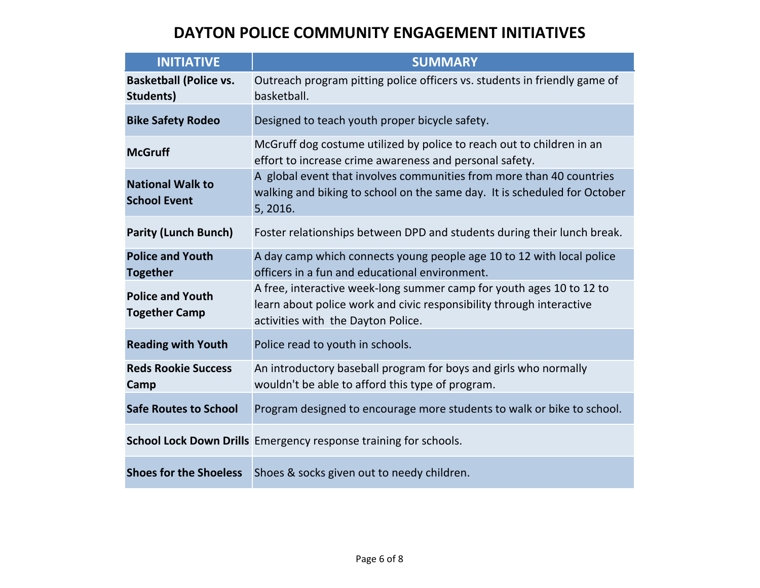# DAYTON POLICE COMMUNITY ENGAGEMENT INITIATIVES

| INITIATIVE | SUMMARY |
| --- | --- |
| **Basketball (Police vs. Students)** | Outreach program pitting police officers vs. students in friendly game of basketball. |
| **Bike Safety Rodeo** | Designed to teach youth proper bicycle safety. |
| **McGruff** | McGruff dog costume utilized by police to reach out to children in an effort to increase crime awareness and personal safety. |
| **National Walk to School Event** | A global event that involves communities from more than 40 countries walking and biking to school on the same day. It is scheduled for October 5, 2016. |
| **Parity (Lunch Bunch)** | Foster relationships between DPD and students during their lunch break. |
| **Police and Youth Together** | A day camp which connects young people age 10 to 12 with local police officers in a fun and educational environment. |
| **Police and Youth Together Camp** | A free, interactive week-long summer camp for youth ages 10 to 12 to learn about police work and civic responsibility through interactive activities with the Dayton Police. |
| **Reading with Youth** | Police read to youth in schools. |
| **Reds Rookie Success Camp** | An introductory baseball program for boys and girls who normally wouldn't be able to afford this type of program. |
| **Safe Routes to School** | Program designed to encourage more students to walk or bike to school. |
| **School Lock Down Drills** | Emergency response training for schools. |
| **Shoes for the Shoeless** | Shoes & socks given out to needy children. |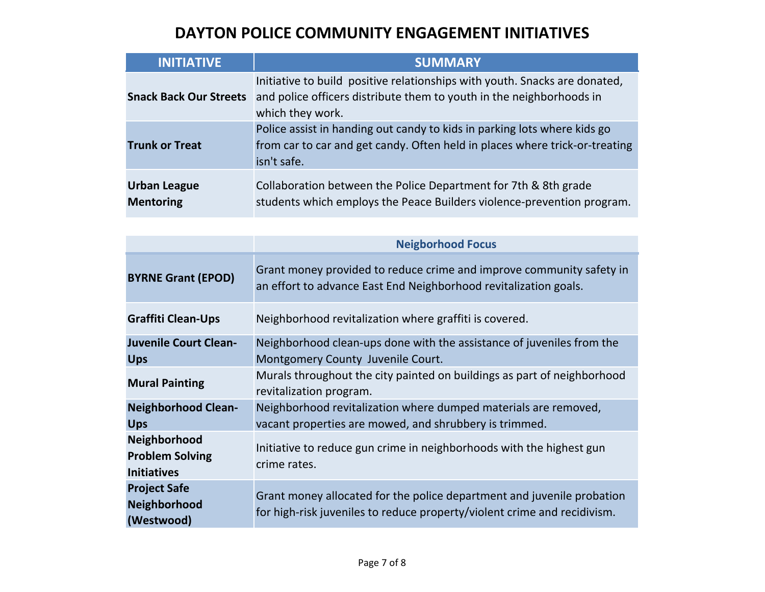# DAYTON POLICE COMMUNITY ENGAGEMENT INITIATIVES

| INITIATIVE | SUMMARY |
|---|---|
| **Snack Back Our Streets** | Initiative to build positive relationships with youth. Snacks are donated, and police officers distribute them to youth in the neighborhoods in which they work. |
| **Trunk or Treat** | Police assist in handing out candy to kids in parking lots where kids go from car to car and get candy. Often held in places where trick-or-treating isn't safe. |
| **Urban League Mentoring** | Collaboration between the Police Department for 7th & 8th grade students which employs the Peace Builders violence-prevention program. |

| | Neigborhood Focus |
|---|---|
| **BYRNE Grant (EPOD)** | Grant money provided to reduce crime and improve community safety in an effort to advance East End Neighborhood revitalization goals. |
| **Graffiti Clean-Ups** | Neighborhood revitalization where graffiti is covered. |
| **Juvenile Court Clean-Ups** | Neighborhood clean-ups done with the assistance of juveniles from the Montgomery County Juvenile Court. |
| **Mural Painting** | Murals throughout the city painted on buildings as part of neighborhood revitalization program. |
| **Neighborhood Clean-Ups** | Neighborhood revitalization where dumped materials are removed, vacant properties are mowed, and shrubbery is trimmed. |
| **Neighborhood Problem Solving Initiatives** | Initiative to reduce gun crime in neighborhoods with the highest gun crime rates. |
| **Project Safe Neighborhood (Westwood)** | Grant money allocated for the police department and juvenile probation for high-risk juveniles to reduce property/violent crime and recidivism. |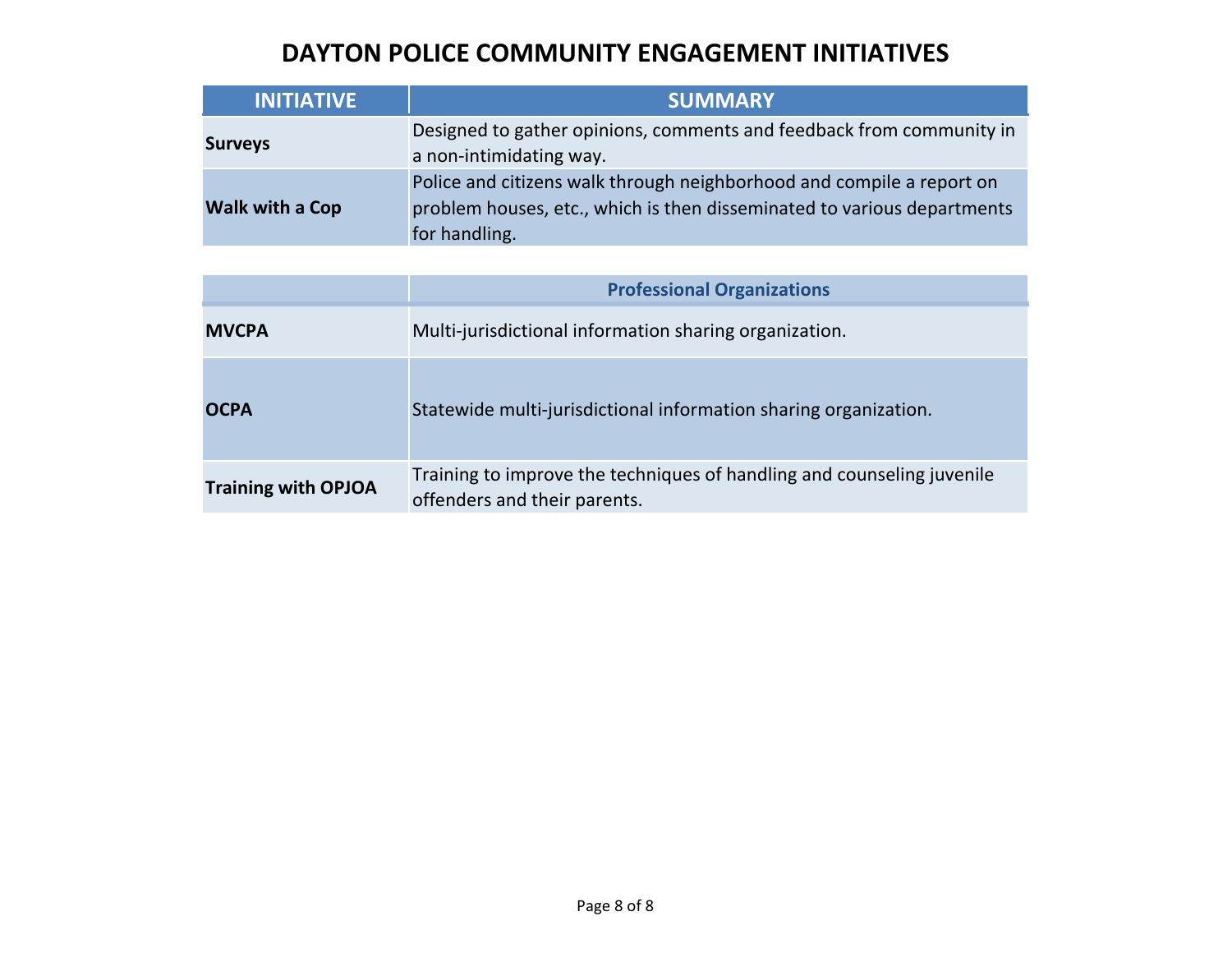# DAYTON POLICE COMMUNITY ENGAGEMENT INITIATIVES

| INITIATIVE | SUMMARY |
|---|---|
| **Surveys** | Designed to gather opinions, comments and feedback from community in a non-intimidating way. |
| **Walk with a Cop** | Police and citizens walk through neighborhood and compile a report on problem houses, etc., which is then disseminated to various departments for handling. |

| | **Professional Organizations** |
|---|---|
| **MVCPA** | Multi-jurisdictional information sharing organization. |
| **OCPA** | Statewide multi-jurisdictional information sharing organization. |
| **Training with OPJOA** | Training to improve the techniques of handling and counseling juvenile offenders and their parents. |